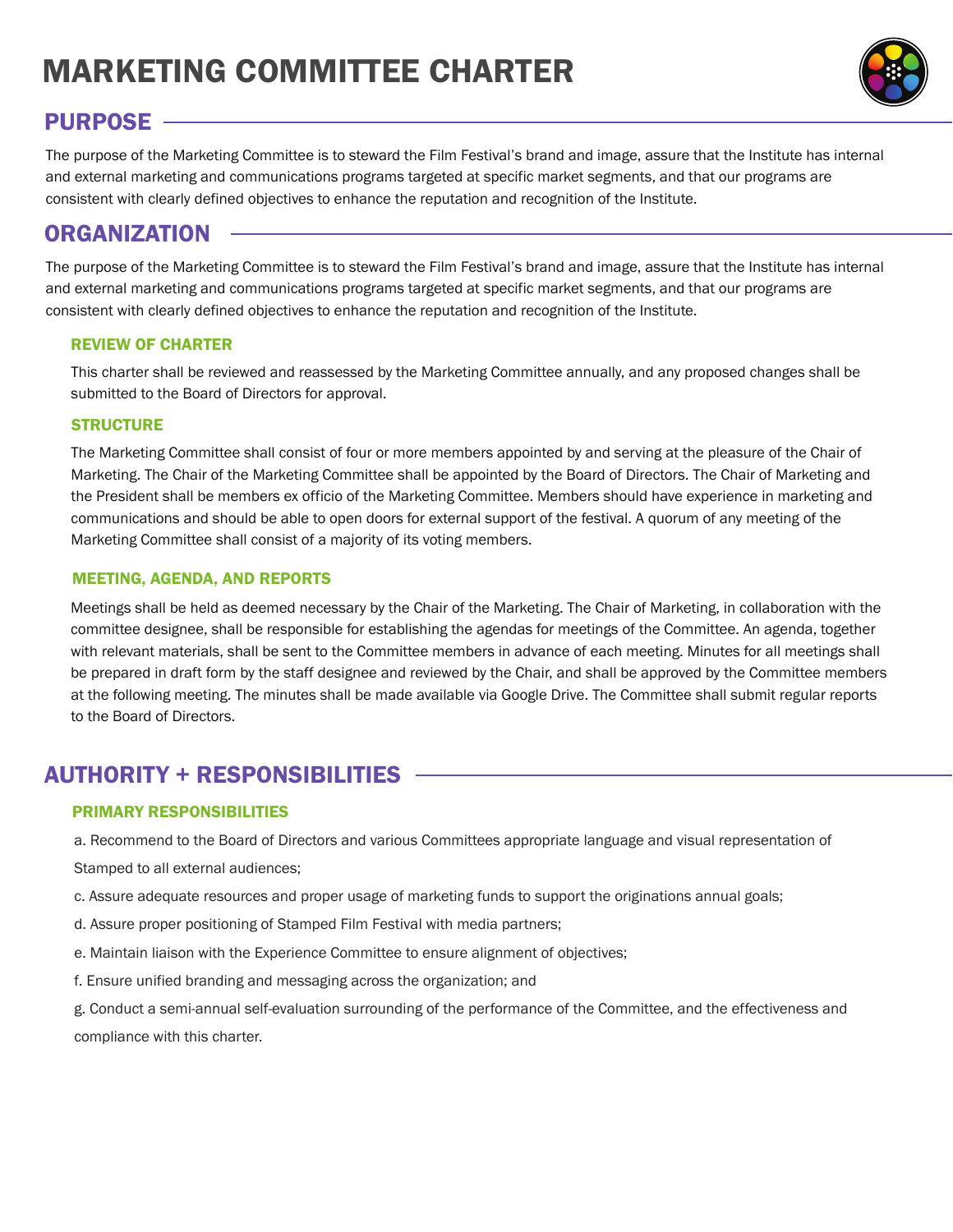# MARKETING COMMITTEE CHARTER

## PURPOSE

The purpose of the Marketing Committee is to steward the Film Festival's brand and image, assure that the Institute has internal and external marketing and communications programs targeted at specific market segments, and that our programs are consistent with clearly defined objectives to enhance the reputation and recognition of the Institute.

## ORGANIZATION

The purpose of the Marketing Committee is to steward the Film Festival's brand and image, assure that the Institute has internal and external marketing and communications programs targeted at specific market segments, and that our programs are consistent with clearly defined objectives to enhance the reputation and recognition of the Institute.

### REVIEW OF CHARTER

This charter shall be reviewed and reassessed by the Marketing Committee annually, and any proposed changes shall be submitted to the Board of Directors for approval.

### STRUCTURE

The Marketing Committee shall consist of four or more members appointed by and serving at the pleasure of the Chair of Marketing. The Chair of the Marketing Committee shall be appointed by the Board of Directors. The Chair of Marketing and the President shall be members ex officio of the Marketing Committee. Members should have experience in marketing and communications and should be able to open doors for external support of the festival. A quorum of any meeting of the Marketing Committee shall consist of a majority of its voting members.

### MEETING, AGENDA, AND REPORTS

Meetings shall be held as deemed necessary by the Chair of the Marketing. The Chair of Marketing, in collaboration with the committee designee, shall be responsible for establishing the agendas for meetings of the Committee. An agenda, together with relevant materials, shall be sent to the Committee members in advance of each meeting. Minutes for all meetings shall be prepared in draft form by the staff designee and reviewed by the Chair, and shall be approved by the Committee members at the following meeting. The minutes shall be made available via Google Drive. The Committee shall submit regular reports to the Board of Directors.

## AUTHORITY + RESPONSIBILITIES

### PRIMARY RESPONSIBILITIES

a. Recommend to the Board of Directors and various Committees appropriate language and visual representation of Stamped to all external audiences;

c. Assure adequate resources and proper usage of marketing funds to support the originations annual goals;

d. Assure proper positioning of Stamped Film Festival with media partners;

e. Maintain liaison with the Experience Committee to ensure alignment of objectives;

f. Ensure unified branding and messaging across the organization; and

g. Conduct a semi-annual self-evaluation surrounding of the performance of the Committee, and the effectiveness and compliance with this charter.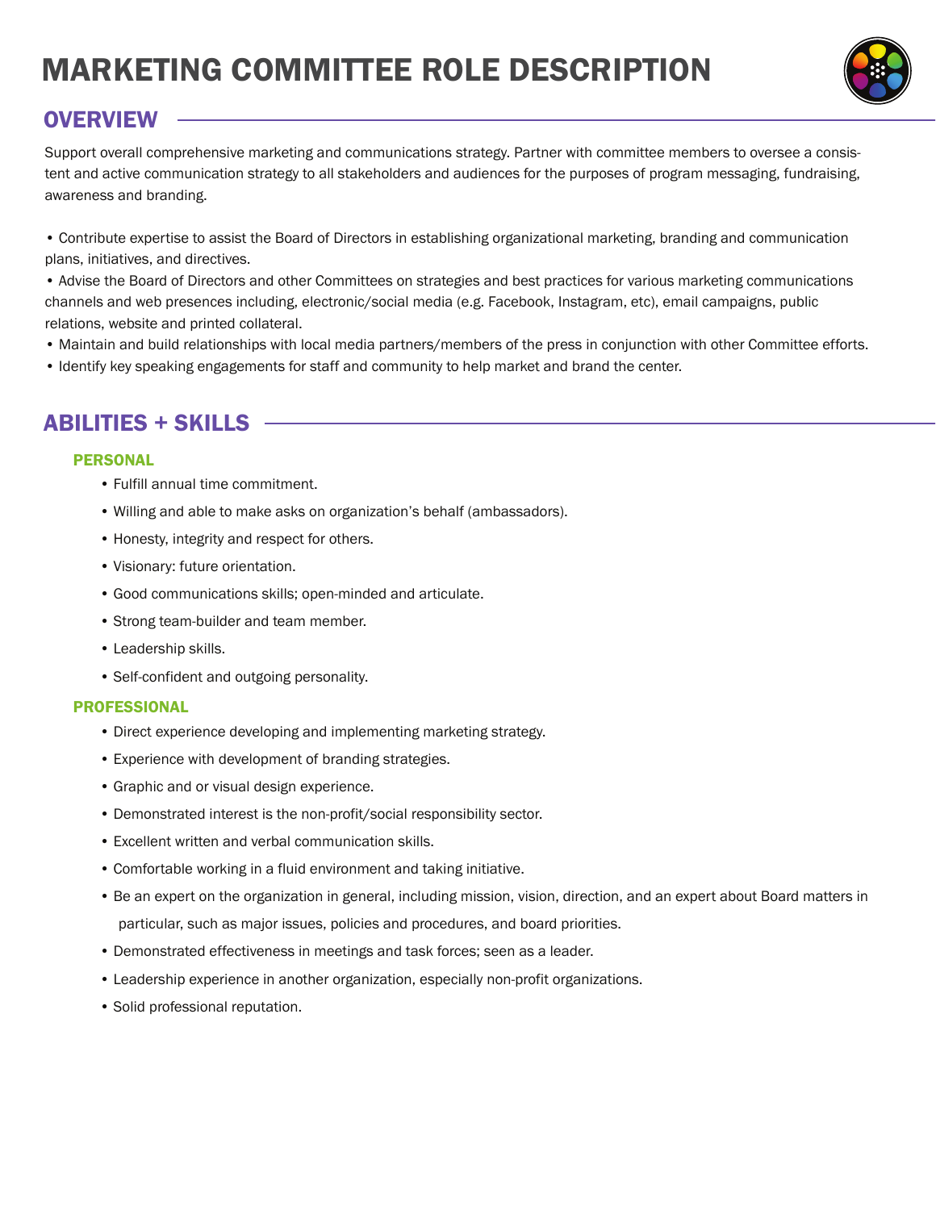# MARKETING COMMITTEE ROLE DESCRIPTION

## OVERVIEW

Support overall comprehensive marketing and communications strategy. Partner with committee members to oversee a consistent and active communication strategy to all stakeholders and audiences for the purposes of program messaging, fundraising, awareness and branding.

- Contribute expertise to assist the Board of Directors in establishing organizational marketing, branding and communication plans, initiatives, and directives.
- Advise the Board of Directors and other Committees on strategies and best practices for various marketing communications channels and web presences including, electronic/social media (e.g. Facebook, Instagram, etc), email campaigns, public relations, website and printed collateral.
- Maintain and build relationships with local media partners/members of the press in conjunction with other Committee efforts.
- Identify key speaking engagements for staff and community to help market and brand the center.

## ABILITIES + SKILLS

### PERSONAL

- Fulfill annual time commitment.
- Willing and able to make asks on organization's behalf (ambassadors).
- Honesty, integrity and respect for others.
- Visionary: future orientation.
- Good communications skills; open-minded and articulate.
- Strong team-builder and team member.
- Leadership skills.
- Self-confident and outgoing personality.

### PROFESSIONAL

- Direct experience developing and implementing marketing strategy.
- Experience with development of branding strategies.
- Graphic and or visual design experience.
- Demonstrated interest is the non-profit/social responsibility sector.
- Excellent written and verbal communication skills.
- Comfortable working in a fluid environment and taking initiative.
- Be an expert on the organization in general, including mission, vision, direction, and an expert about Board matters in particular, such as major issues, policies and procedures, and board priorities.
- Demonstrated effectiveness in meetings and task forces; seen as a leader.
- Leadership experience in another organization, especially non-profit organizations.
- Solid professional reputation.